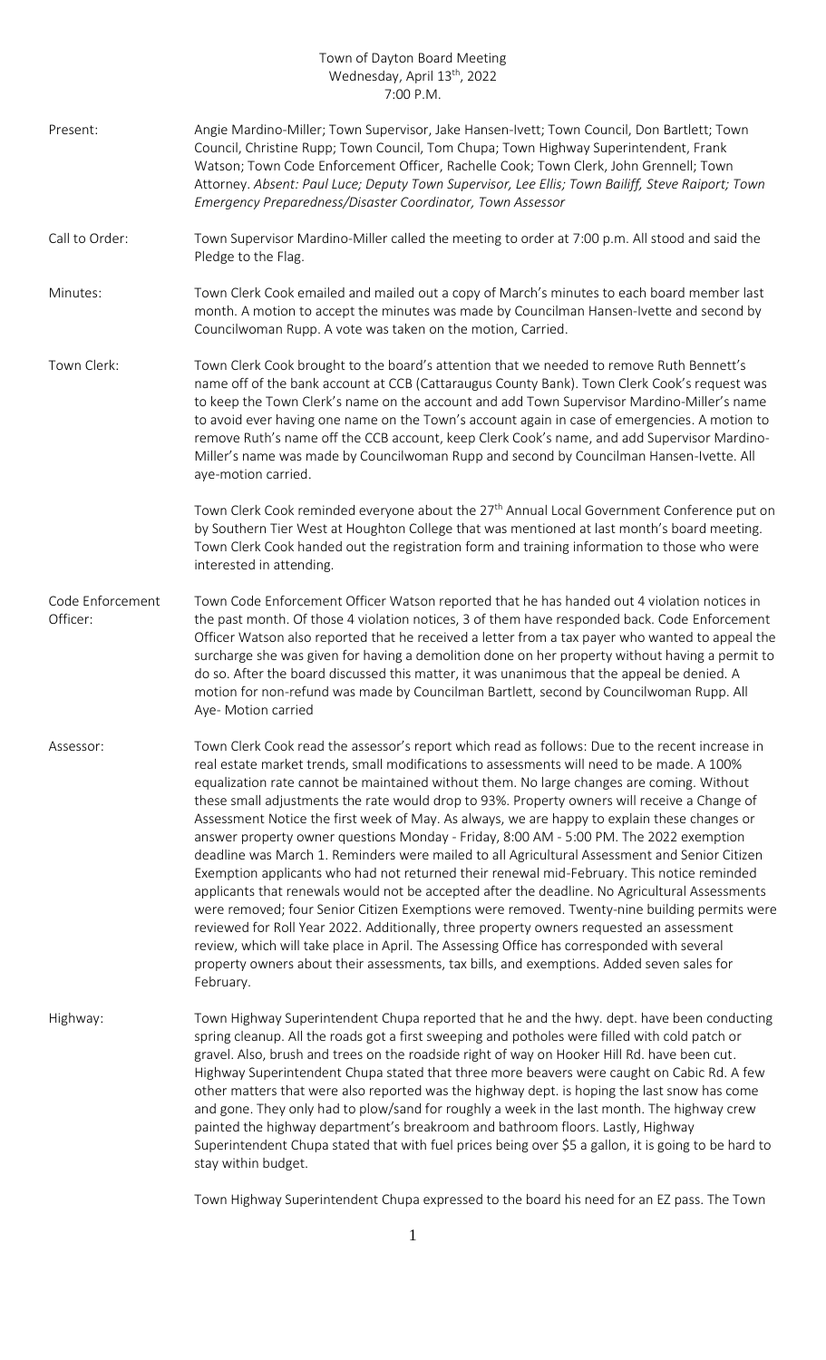# Town of Dayton Board Meeting
Wednesday, April 13th, 2022
7:00 P.M.

**Present:** Angie Mardino-Miller; Town Supervisor, Jake Hansen-Ivett; Town Council, Don Bartlett; Town Council, Christine Rupp; Town Council, Tom Chupa; Town Highway Superintendent, Frank Watson; Town Code Enforcement Officer, Rachelle Cook; Town Clerk, John Grennell; Town Attorney. *Absent: Paul Luce; Deputy Town Supervisor, Lee Ellis; Town Bailiff, Steve Raiport; Town Emergency Preparedness/Disaster Coordinator, Town Assessor*

**Call to Order:** Town Supervisor Mardino-Miller called the meeting to order at 7:00 p.m. All stood and said the Pledge to the Flag.

**Minutes:** Town Clerk Cook emailed and mailed out a copy of March's minutes to each board member last month. A motion to accept the minutes was made by Councilman Hansen-Ivette and second by Councilwoman Rupp. A vote was taken on the motion, Carried.

**Town Clerk:** Town Clerk Cook brought to the board's attention that we needed to remove Ruth Bennett's name off of the bank account at CCB (Cattaraugus County Bank). Town Clerk Cook's request was to keep the Town Clerk's name on the account and add Town Supervisor Mardino-Miller's name to avoid ever having one name on the Town's account again in case of emergencies. A motion to remove Ruth's name off the CCB account, keep Clerk Cook's name, and add Supervisor Mardino-Miller's name was made by Councilwoman Rupp and second by Councilman Hansen-Ivette. All aye-motion carried.

Town Clerk Cook reminded everyone about the 27th Annual Local Government Conference put on by Southern Tier West at Houghton College that was mentioned at last month's board meeting. Town Clerk Cook handed out the registration form and training information to those who were interested in attending.

**Code Enforcement Officer:** Town Code Enforcement Officer Watson reported that he has handed out 4 violation notices in the past month. Of those 4 violation notices, 3 of them have responded back. Code Enforcement Officer Watson also reported that he received a letter from a tax payer who wanted to appeal the surcharge she was given for having a demolition done on her property without having a permit to do so. After the board discussed this matter, it was unanimous that the appeal be denied. A motion for non-refund was made by Councilman Bartlett, second by Councilwoman Rupp. All Aye- Motion carried

**Assessor:** Town Clerk Cook read the assessor's report which read as follows: Due to the recent increase in real estate market trends, small modifications to assessments will need to be made. A 100% equalization rate cannot be maintained without them. No large changes are coming. Without these small adjustments the rate would drop to 93%. Property owners will receive a Change of Assessment Notice the first week of May. As always, we are happy to explain these changes or answer property owner questions Monday - Friday, 8:00 AM - 5:00 PM. The 2022 exemption deadline was March 1. Reminders were mailed to all Agricultural Assessment and Senior Citizen Exemption applicants who had not returned their renewal mid-February. This notice reminded applicants that renewals would not be accepted after the deadline. No Agricultural Assessments were removed; four Senior Citizen Exemptions were removed. Twenty-nine building permits were reviewed for Roll Year 2022. Additionally, three property owners requested an assessment review, which will take place in April. The Assessing Office has corresponded with several property owners about their assessments, tax bills, and exemptions. Added seven sales for February.

**Highway:** Town Highway Superintendent Chupa reported that he and the hwy. dept. have been conducting spring cleanup. All the roads got a first sweeping and potholes were filled with cold patch or gravel. Also, brush and trees on the roadside right of way on Hooker Hill Rd. have been cut. Highway Superintendent Chupa stated that three more beavers were caught on Cabic Rd. A few other matters that were also reported was the highway dept. is hoping the last snow has come and gone. They only had to plow/sand for roughly a week in the last month. The highway crew painted the highway department's breakroom and bathroom floors. Lastly, Highway Superintendent Chupa stated that with fuel prices being over $5 a gallon, it is going to be hard to stay within budget.

Town Highway Superintendent Chupa expressed to the board his need for an EZ pass. The Town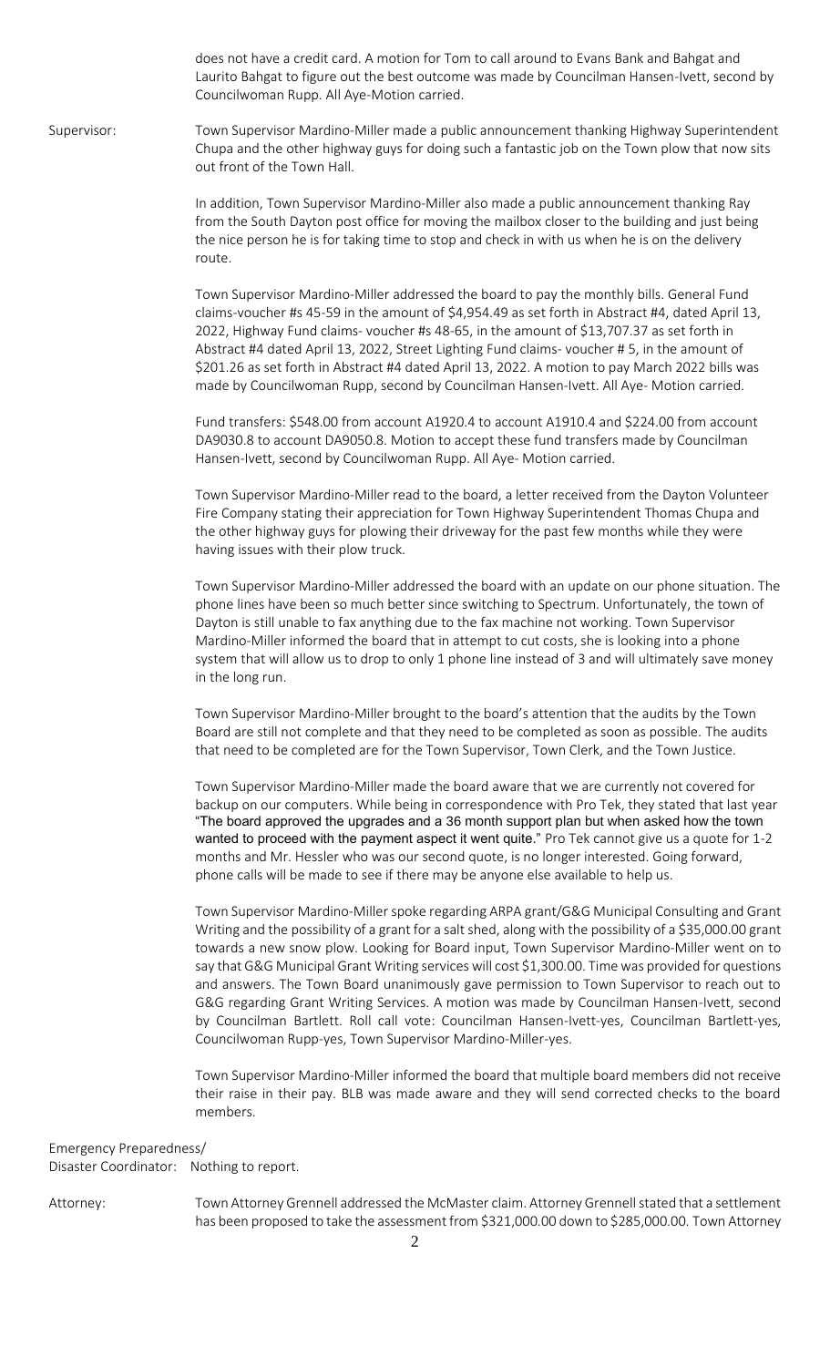does not have a credit card. A motion for Tom to call around to Evans Bank and Bahgat and Laurito Bahgat to figure out the best outcome was made by Councilman Hansen-Ivett, second by Councilwoman Rupp. All Aye-Motion carried.

Supervisor: Town Supervisor Mardino-Miller made a public announcement thanking Highway Superintendent Chupa and the other highway guys for doing such a fantastic job on the Town plow that now sits out front of the Town Hall.

In addition, Town Supervisor Mardino-Miller also made a public announcement thanking Ray from the South Dayton post office for moving the mailbox closer to the building and just being the nice person he is for taking time to stop and check in with us when he is on the delivery route.

Town Supervisor Mardino-Miller addressed the board to pay the monthly bills. General Fund claims-voucher #s 45-59 in the amount of $4,954.49 as set forth in Abstract #4, dated April 13, 2022, Highway Fund claims- voucher #s 48-65, in the amount of $13,707.37 as set forth in Abstract #4 dated April 13, 2022, Street Lighting Fund claims- voucher # 5, in the amount of $201.26 as set forth in Abstract #4 dated April 13, 2022. A motion to pay March 2022 bills was made by Councilwoman Rupp, second by Councilman Hansen-Ivett. All Aye- Motion carried.

Fund transfers: $548.00 from account A1920.4 to account A1910.4 and $224.00 from account DA9030.8 to account DA9050.8. Motion to accept these fund transfers made by Councilman Hansen-Ivett, second by Councilwoman Rupp. All Aye- Motion carried.

Town Supervisor Mardino-Miller read to the board, a letter received from the Dayton Volunteer Fire Company stating their appreciation for Town Highway Superintendent Thomas Chupa and the other highway guys for plowing their driveway for the past few months while they were having issues with their plow truck.

Town Supervisor Mardino-Miller addressed the board with an update on our phone situation. The phone lines have been so much better since switching to Spectrum. Unfortunately, the town of Dayton is still unable to fax anything due to the fax machine not working. Town Supervisor Mardino-Miller informed the board that in attempt to cut costs, she is looking into a phone system that will allow us to drop to only 1 phone line instead of 3 and will ultimately save money in the long run.

Town Supervisor Mardino-Miller brought to the board's attention that the audits by the Town Board are still not complete and that they need to be completed as soon as possible. The audits that need to be completed are for the Town Supervisor, Town Clerk, and the Town Justice.

Town Supervisor Mardino-Miller made the board aware that we are currently not covered for backup on our computers. While being in correspondence with Pro Tek, they stated that last year "The board approved the upgrades and a 36 month support plan but when asked how the town wanted to proceed with the payment aspect it went quite." Pro Tek cannot give us a quote for 1-2 months and Mr. Hessler who was our second quote, is no longer interested. Going forward, phone calls will be made to see if there may be anyone else available to help us.

Town Supervisor Mardino-Miller spoke regarding ARPA grant/G&G Municipal Consulting and Grant Writing and the possibility of a grant for a salt shed, along with the possibility of a $35,000.00 grant towards a new snow plow. Looking for Board input, Town Supervisor Mardino-Miller went on to say that G&G Municipal Grant Writing services will cost $1,300.00. Time was provided for questions and answers. The Town Board unanimously gave permission to Town Supervisor to reach out to G&G regarding Grant Writing Services. A motion was made by Councilman Hansen-Ivett, second by Councilman Bartlett. Roll call vote: Councilman Hansen-Ivett-yes, Councilman Bartlett-yes, Councilwoman Rupp-yes, Town Supervisor Mardino-Miller-yes.

Town Supervisor Mardino-Miller informed the board that multiple board members did not receive their raise in their pay. BLB was made aware and they will send corrected checks to the board members.

Emergency Preparedness/
Disaster Coordinator: Nothing to report.

Attorney: Town Attorney Grennell addressed the McMaster claim. Attorney Grennell stated that a settlement has been proposed to take the assessment from $321,000.00 down to $285,000.00. Town Attorney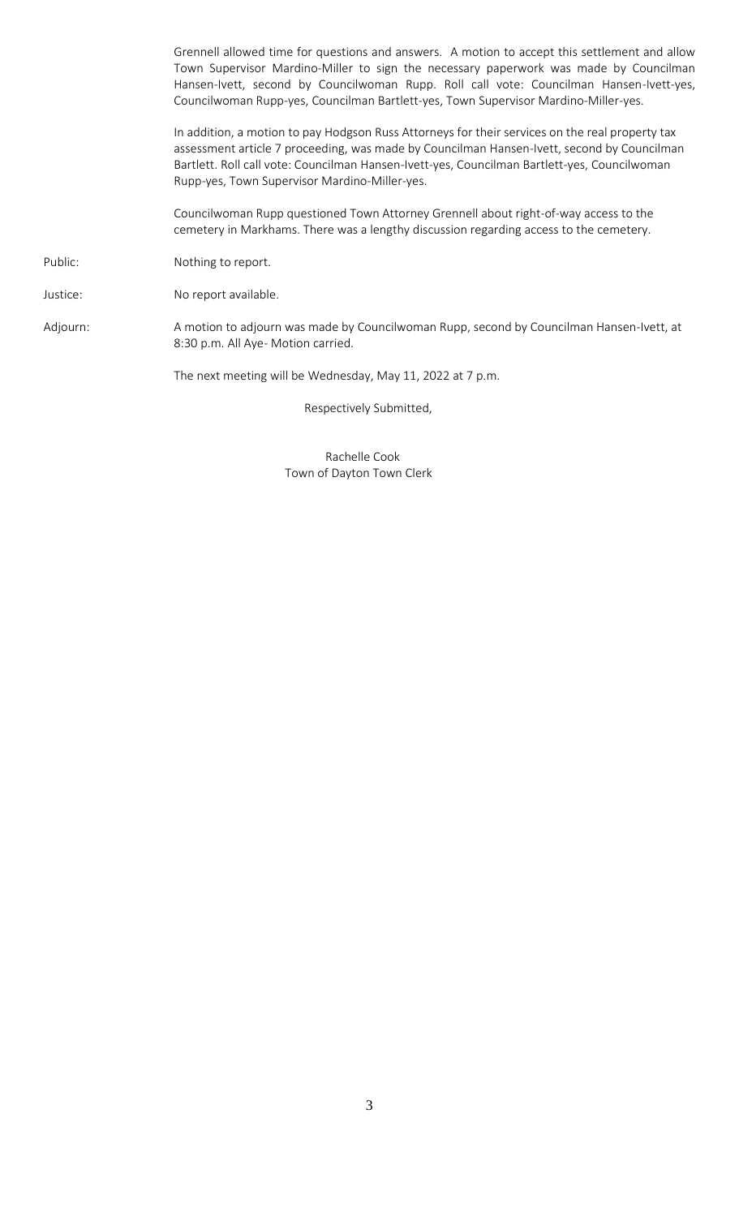Grennell allowed time for questions and answers. A motion to accept this settlement and allow Town Supervisor Mardino-Miller to sign the necessary paperwork was made by Councilman Hansen-Ivett, second by Councilwoman Rupp. Roll call vote: Councilman Hansen-Ivett-yes, Councilwoman Rupp-yes, Councilman Bartlett-yes, Town Supervisor Mardino-Miller-yes.

In addition, a motion to pay Hodgson Russ Attorneys for their services on the real property tax assessment article 7 proceeding, was made by Councilman Hansen-Ivett, second by Councilman Bartlett. Roll call vote: Councilman Hansen-Ivett-yes, Councilman Bartlett-yes, Councilwoman Rupp-yes, Town Supervisor Mardino-Miller-yes.

Councilwoman Rupp questioned Town Attorney Grennell about right-of-way access to the cemetery in Markhams. There was a lengthy discussion regarding access to the cemetery.

Public: Nothing to report.

Justice: No report available.

Adjourn: A motion to adjourn was made by Councilwoman Rupp, second by Councilman Hansen-Ivett, at 8:30 p.m. All Aye- Motion carried.

The next meeting will be Wednesday, May 11, 2022 at 7 p.m.

Respectively Submitted,

Rachelle Cook
Town of Dayton Town Clerk